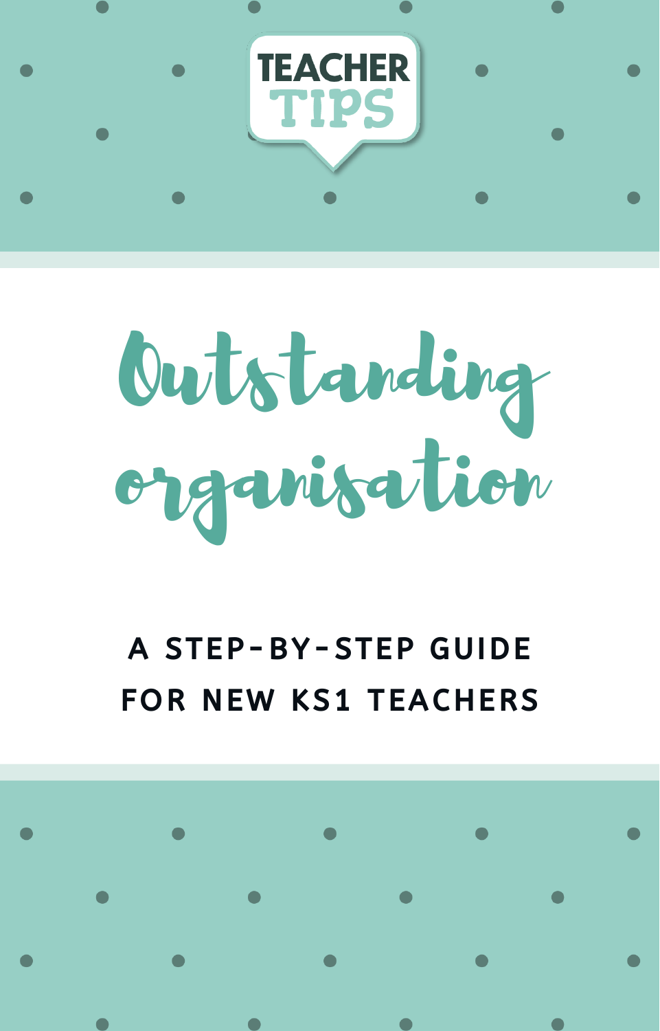TEACHER TIPS

# Outstanding organisation

## A STEP-BY-STEP GUIDE FOR NEW KS1 TEACHERS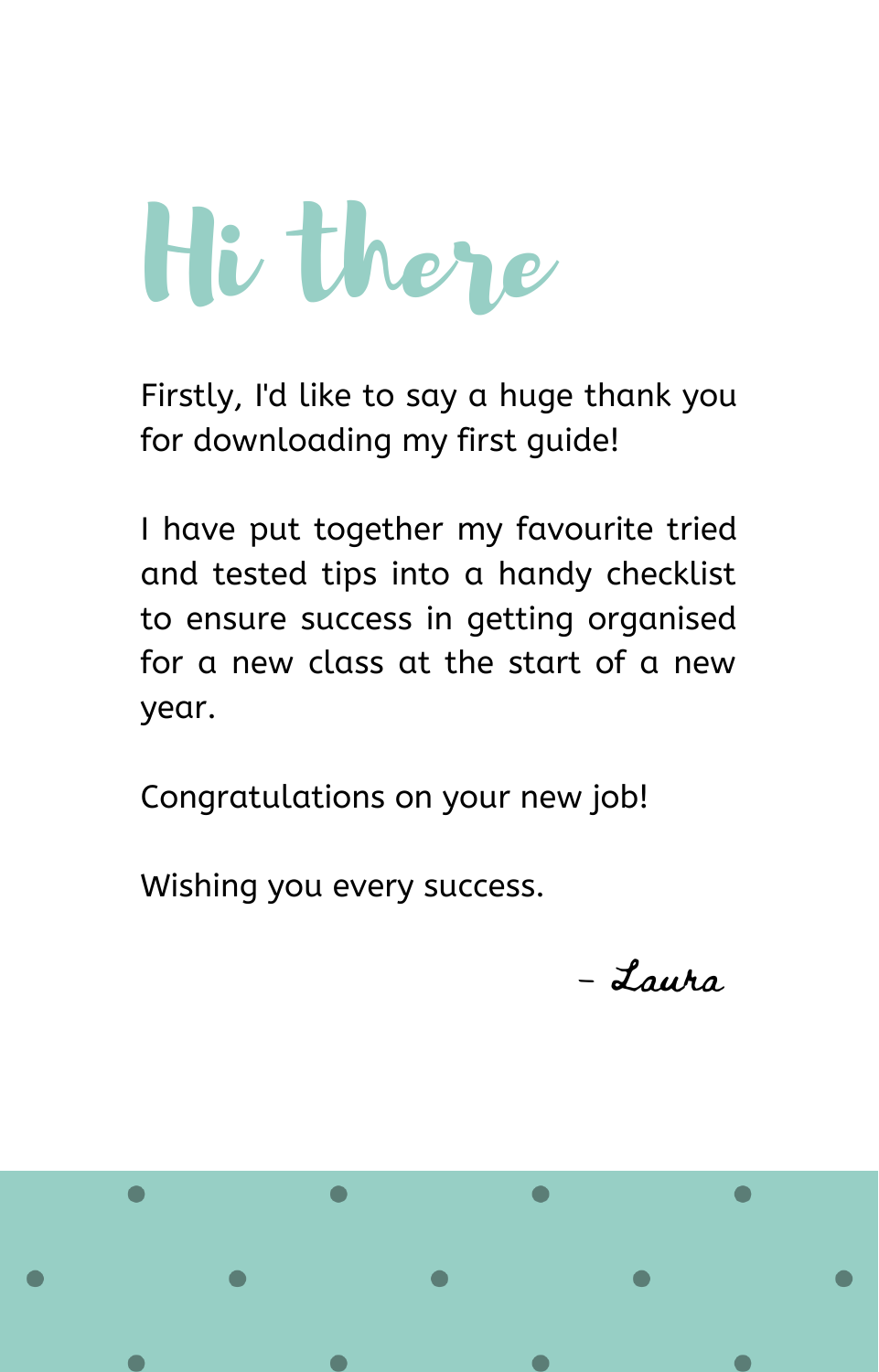# Hi there

Firstly, I'd like to say a huge thank you for downloading my first guide!

I have put together my favourite tried and tested tips into a handy checklist to ensure success in getting organised for a new class at the start of a new year.

Congratulations on your new job!

Wishing you every success.

– Laura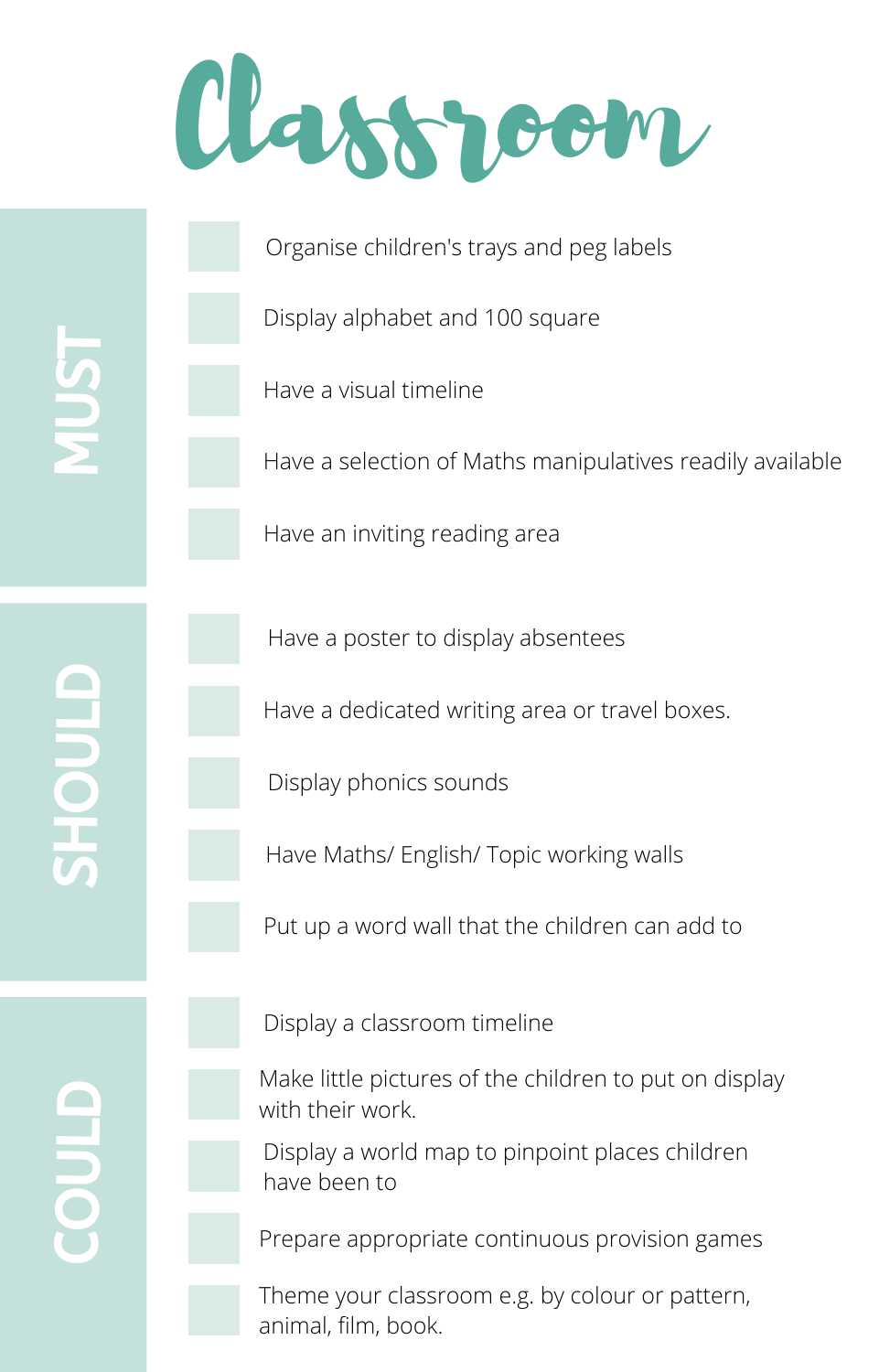# Classroom

## MUST

- [ ] Organise children's trays and peg labels
- [ ] Display alphabet and 100 square
- [ ] Have a visual timeline
- [ ] Have a selection of Maths manipulatives readily available
- [ ] Have an inviting reading area

## SHOULD

- [ ] Have a poster to display absentees
- [ ] Have a dedicated writing area or travel boxes.
- [ ] Display phonics sounds
- [ ] Have Maths/ English/ Topic working walls
- [ ] Put up a word wall that the children can add to

## COULD

- [ ] Display a classroom timeline
- [ ] Make little pictures of the children to put on display with their work.
- [ ] Display a world map to pinpoint places children have been to
- [ ] Prepare appropriate continuous provision games
- [ ] Theme your classroom e.g. by colour or pattern, animal, film, book.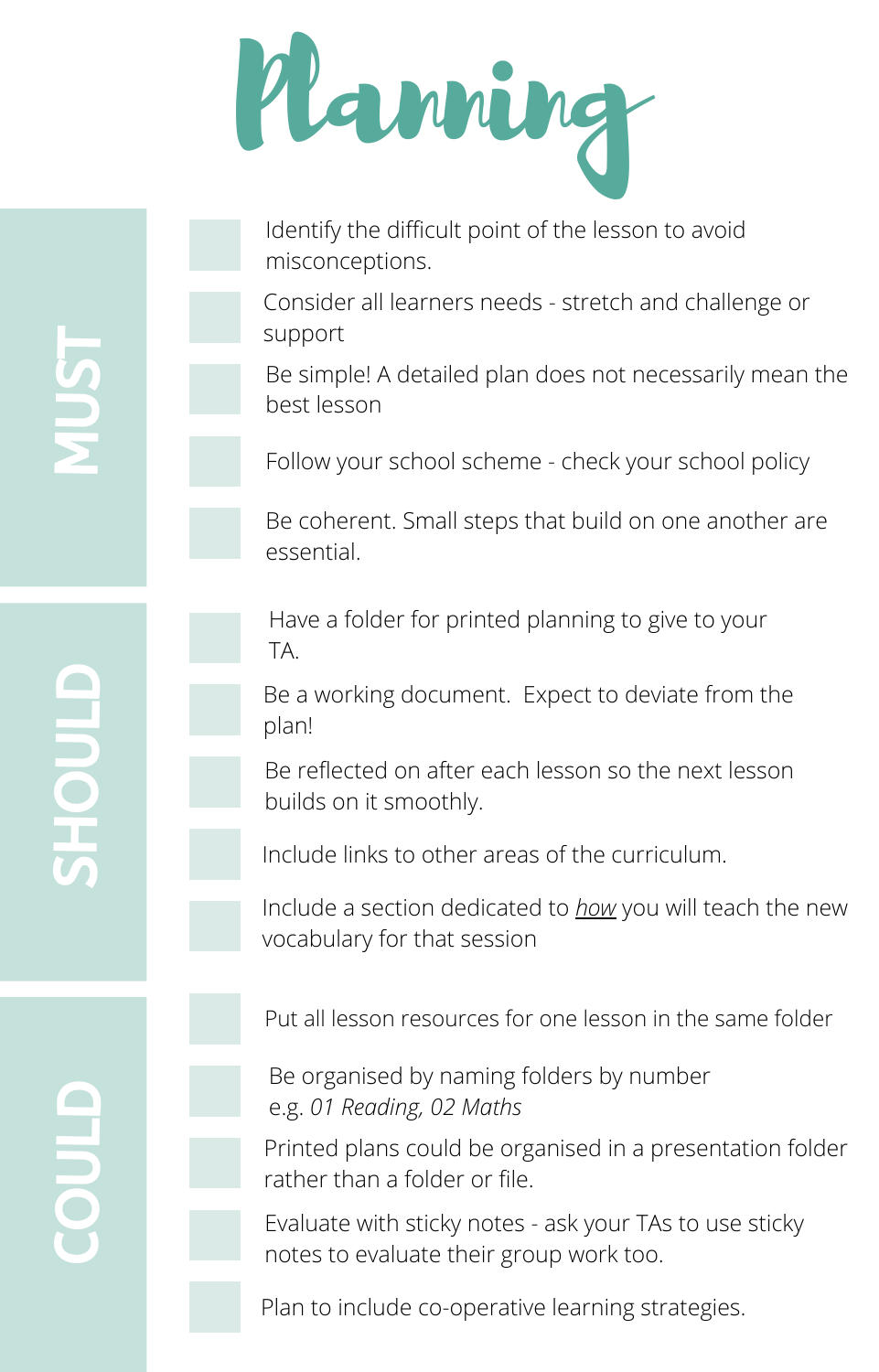# Planning

## MUST

- [ ] Identify the difficult point of the lesson to avoid misconceptions.
- [ ] Consider all learners needs - stretch and challenge or support
- [ ] Be simple! A detailed plan does not necessarily mean the best lesson
- [ ] Follow your school scheme - check your school policy
- [ ] Be coherent. Small steps that build on one another are essential.

## SHOULD

- [ ] Have a folder for printed planning to give to your TA.
- [ ] Be a working document. Expect to deviate from the plan!
- [ ] Be reflected on after each lesson so the next lesson builds on it smoothly.
- [ ] Include links to other areas of the curriculum.
- [ ] Include a section dedicated to *how* you will teach the new vocabulary for that session

## COULD

- [ ] Put all lesson resources for one lesson in the same folder
- [ ] Be organised by naming folders by number e.g. *01 Reading, 02 Maths*
- [ ] Printed plans could be organised in a presentation folder rather than a folder or file.
- [ ] Evaluate with sticky notes - ask your TAs to use sticky notes to evaluate their group work too.
- [ ] Plan to include co-operative learning strategies.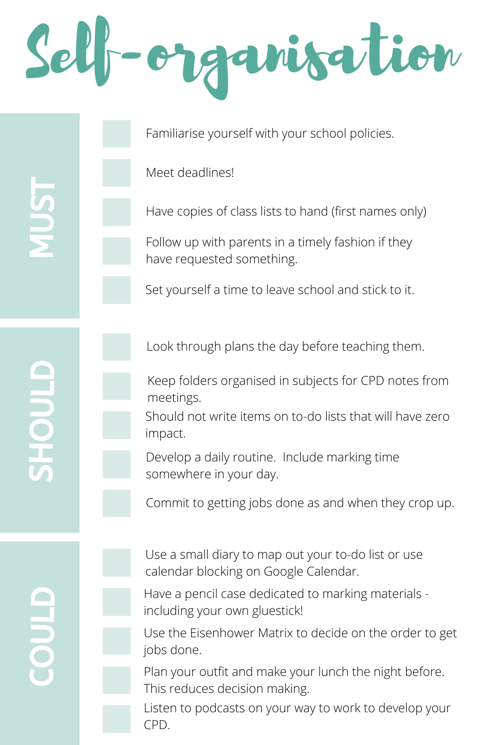# Self-organisation

## MUST

- [ ] Familiarise yourself with your school policies.
- [ ] Meet deadlines!
- [ ] Have copies of class lists to hand (first names only)
- [ ] Follow up with parents in a timely fashion if they have requested something.
- [ ] Set yourself a time to leave school and stick to it.

## SHOULD

- [ ] Look through plans the day before teaching them.
- [ ] Keep folders organised in subjects for CPD notes from meetings.
- [ ] Should not write items on to-do lists that will have zero impact.
- [ ] Develop a daily routine. Include marking time somewhere in your day.
- [ ] Commit to getting jobs done as and when they crop up.

## COULD

- [ ] Use a small diary to map out your to-do list or use calendar blocking on Google Calendar.
- [ ] Have a pencil case dedicated to marking materials - including your own gluestick!
- [ ] Use the Eisenhower Matrix to decide on the order to get jobs done.
- [ ] Plan your outfit and make your lunch the night before. This reduces decision making.
- [ ] Listen to podcasts on your way to work to develop your CPD.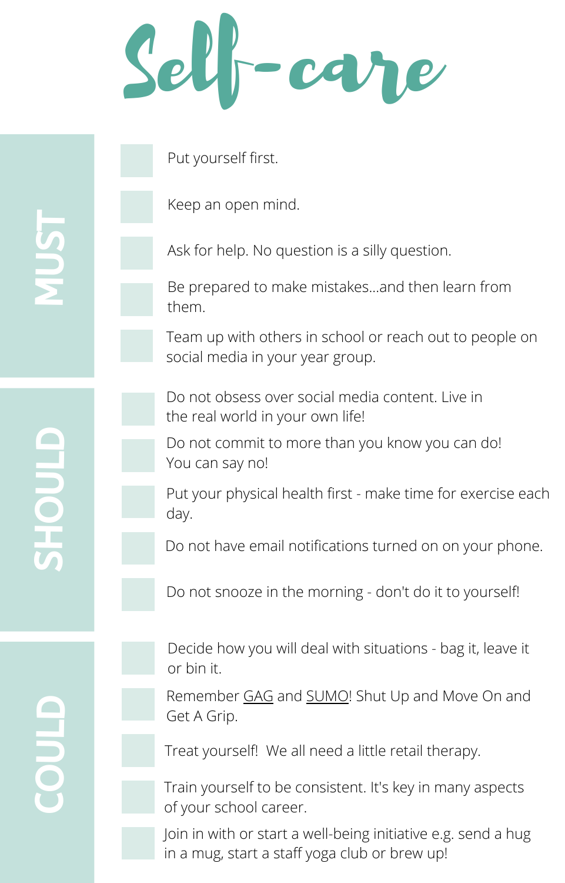# Self-care

## MUST

- [ ] Put yourself first.
- [ ] Keep an open mind.
- [ ] Ask for help. No question is a silly question.
- [ ] Be prepared to make mistakes...and then learn from them.
- [ ] Team up with others in school or reach out to people on social media in your year group.

## SHOULD

- [ ] Do not obsess over social media content. Live in the real world in your own life!
- [ ] Do not commit to more than you know you can do! You can say no!
- [ ] Put your physical health first - make time for exercise each day.
- [ ] Do not have email notifications turned on on your phone.
- [ ] Do not snooze in the morning - don't do it to yourself!

## COULD

- [ ] Decide how you will deal with situations - bag it, leave it or bin it.
- [ ] Remember GAG and SUMO! Shut Up and Move On and Get A Grip.
- [ ] Treat yourself! We all need a little retail therapy.
- [ ] Train yourself to be consistent. It's key in many aspects of your school career.
- [ ] Join in with or start a well-being initiative e.g. send a hug in a mug, start a staff yoga club or brew up!